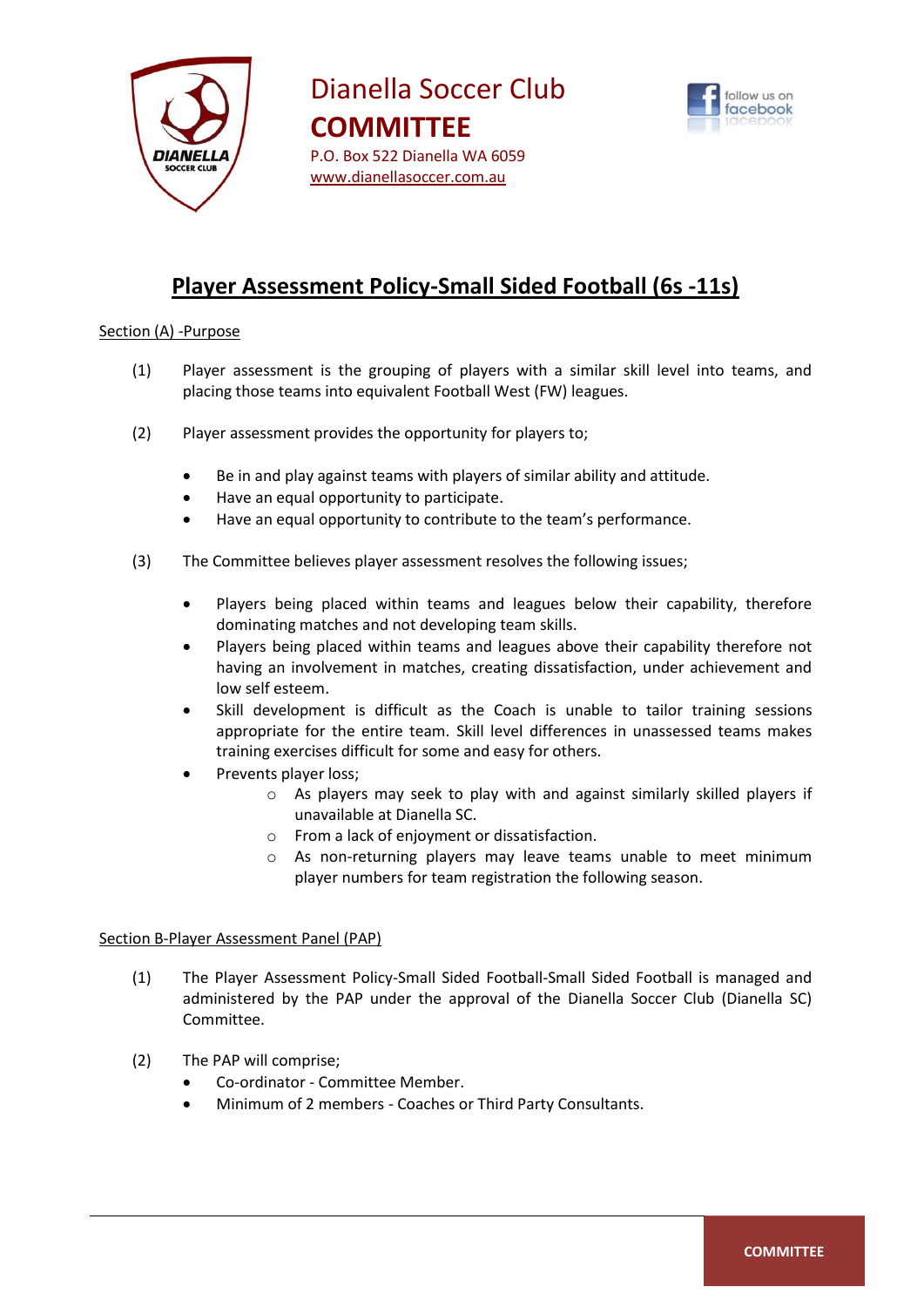Dianella Soccer Club
**COMMITTEE**
P.O. Box 522 Dianella WA 6059
www.dianellasoccer.com.au

# Player Assessment Policy-Small Sided Football (6s -11s)

Section (A) -Purpose

(1) Player assessment is the grouping of players with a similar skill level into teams, and placing those teams into equivalent Football West (FW) leagues.

(2) Player assessment provides the opportunity for players to;

- Be in and play against teams with players of similar ability and attitude.
- Have an equal opportunity to participate.
- Have an equal opportunity to contribute to the team's performance.

(3) The Committee believes player assessment resolves the following issues;

- Players being placed within teams and leagues below their capability, therefore dominating matches and not developing team skills.
- Players being placed within teams and leagues above their capability therefore not having an involvement in matches, creating dissatisfaction, under achievement and low self esteem.
- Skill development is difficult as the Coach is unable to tailor training sessions appropriate for the entire team. Skill level differences in unassessed teams makes training exercises difficult for some and easy for others.
- Prevents player loss;
  - As players may seek to play with and against similarly skilled players if unavailable at Dianella SC.
  - From a lack of enjoyment or dissatisfaction.
  - As non-returning players may leave teams unable to meet minimum player numbers for team registration the following season.

Section B-Player Assessment Panel (PAP)

(1) The Player Assessment Policy-Small Sided Football-Small Sided Football is managed and administered by the PAP under the approval of the Dianella Soccer Club (Dianella SC) Committee.

(2) The PAP will comprise;

- Co-ordinator - Committee Member.
- Minimum of 2 members - Coaches or Third Party Consultants.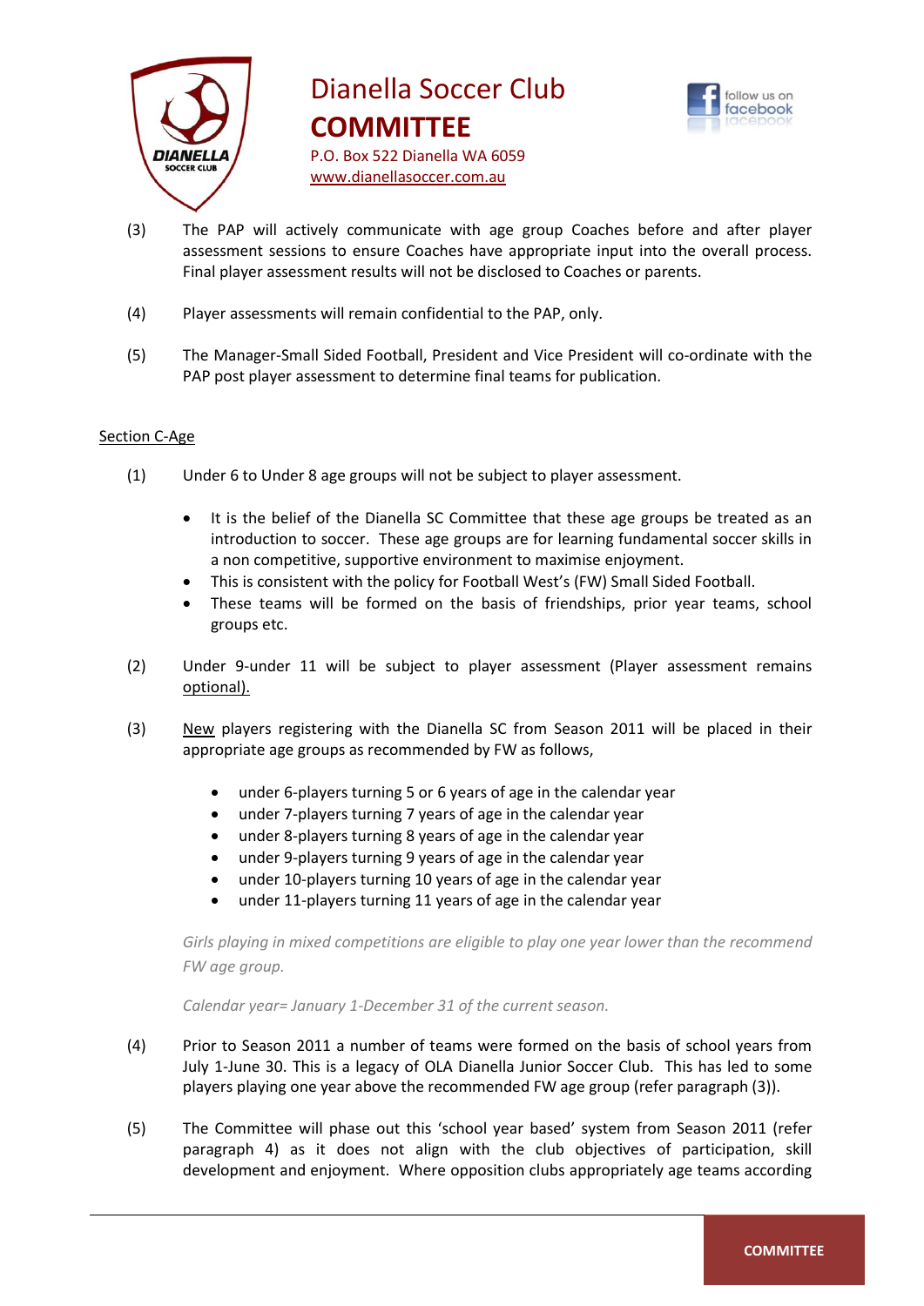(3) The PAP will actively communicate with age group Coaches before and after player assessment sessions to ensure Coaches have appropriate input into the overall process. Final player assessment results will not be disclosed to Coaches or parents.

(4) Player assessments will remain confidential to the PAP, only.

(5) The Manager-Small Sided Football, President and Vice President will co-ordinate with the PAP post player assessment to determine final teams for publication.

## Section C-Age

(1) Under 6 to Under 8 age groups will not be subject to player assessment.

- It is the belief of the Dianella SC Committee that these age groups be treated as an introduction to soccer. These age groups are for learning fundamental soccer skills in a non competitive, supportive environment to maximise enjoyment.
- This is consistent with the policy for Football West's (FW) Small Sided Football.
- These teams will be formed on the basis of friendships, prior year teams, school groups etc.

(2) Under 9-under 11 will be subject to player assessment (Player assessment remains optional).

(3) New players registering with the Dianella SC from Season 2011 will be placed in their appropriate age groups as recommended by FW as follows,

- under 6-players turning 5 or 6 years of age in the calendar year
- under 7-players turning 7 years of age in the calendar year
- under 8-players turning 8 years of age in the calendar year
- under 9-players turning 9 years of age in the calendar year
- under 10-players turning 10 years of age in the calendar year
- under 11-players turning 11 years of age in the calendar year

*Girls playing in mixed competitions are eligible to play one year lower than the recommend FW age group.*

*Calendar year= January 1-December 31 of the current season.*

(4) Prior to Season 2011 a number of teams were formed on the basis of school years from July 1-June 30. This is a legacy of OLA Dianella Junior Soccer Club. This has led to some players playing one year above the recommended FW age group (refer paragraph (3)).

(5) The Committee will phase out this 'school year based' system from Season 2011 (refer paragraph 4) as it does not align with the club objectives of participation, skill development and enjoyment. Where opposition clubs appropriately age teams according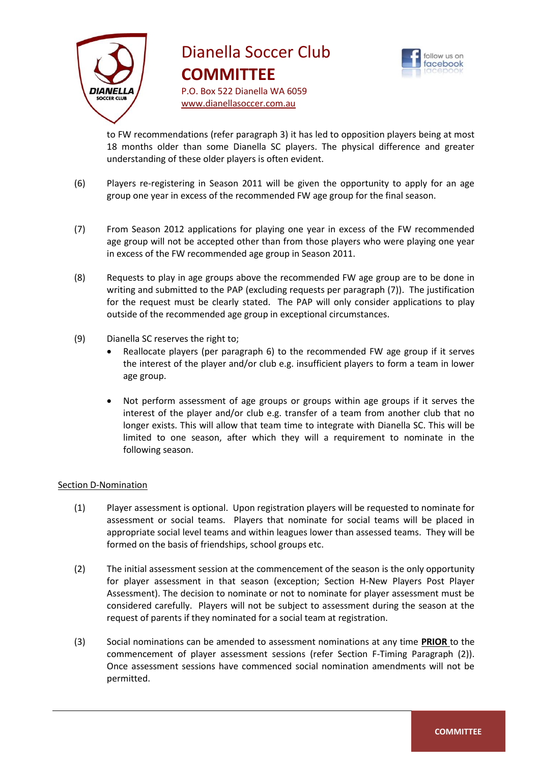to FW recommendations (refer paragraph 3) it has led to opposition players being at most 18 months older than some Dianella SC players. The physical difference and greater understanding of these older players is often evident.

(6) Players re-registering in Season 2011 will be given the opportunity to apply for an age group one year in excess of the recommended FW age group for the final season.

(7) From Season 2012 applications for playing one year in excess of the FW recommended age group will not be accepted other than from those players who were playing one year in excess of the FW recommended age group in Season 2011.

(8) Requests to play in age groups above the recommended FW age group are to be done in writing and submitted to the PAP (excluding requests per paragraph (7)). The justification for the request must be clearly stated. The PAP will only consider applications to play outside of the recommended age group in exceptional circumstances.

(9) Dianella SC reserves the right to;

- Reallocate players (per paragraph 6) to the recommended FW age group if it serves the interest of the player and/or club e.g. insufficient players to form a team in lower age group.
- Not perform assessment of age groups or groups within age groups if it serves the interest of the player and/or club e.g. transfer of a team from another club that no longer exists. This will allow that team time to integrate with Dianella SC. This will be limited to one season, after which they will a requirement to nominate in the following season.

## Section D-Nomination

(1) Player assessment is optional. Upon registration players will be requested to nominate for assessment or social teams. Players that nominate for social teams will be placed in appropriate social level teams and within leagues lower than assessed teams. They will be formed on the basis of friendships, school groups etc.

(2) The initial assessment session at the commencement of the season is the only opportunity for player assessment in that season (exception; Section H-New Players Post Player Assessment). The decision to nominate or not to nominate for player assessment must be considered carefully. Players will not be subject to assessment during the season at the request of parents if they nominated for a social team at registration.

(3) Social nominations can be amended to assessment nominations at any time **PRIOR** to the commencement of player assessment sessions (refer Section F-Timing Paragraph (2)). Once assessment sessions have commenced social nomination amendments will not be permitted.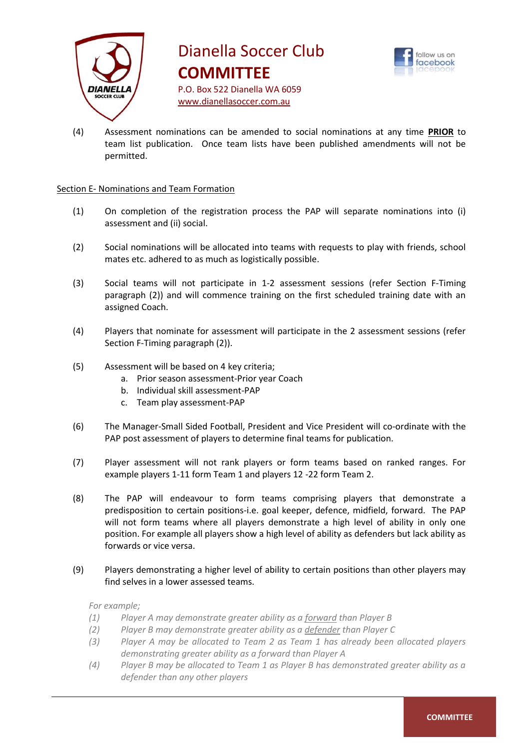(4) Assessment nominations can be amended to social nominations at any time **PRIOR** to team list publication. Once team lists have been published amendments will not be permitted.

## Section E- Nominations and Team Formation

(1) On completion of the registration process the PAP will separate nominations into (i) assessment and (ii) social.

(2) Social nominations will be allocated into teams with requests to play with friends, school mates etc. adhered to as much as logistically possible.

(3) Social teams will not participate in 1-2 assessment sessions (refer Section F-Timing paragraph (2)) and will commence training on the first scheduled training date with an assigned Coach.

(4) Players that nominate for assessment will participate in the 2 assessment sessions (refer Section F-Timing paragraph (2)).

(5) Assessment will be based on 4 key criteria;

   a. Prior season assessment-Prior year Coach
   b. Individual skill assessment-PAP
   c. Team play assessment-PAP

(6) The Manager-Small Sided Football, President and Vice President will co-ordinate with the PAP post assessment of players to determine final teams for publication.

(7) Player assessment will not rank players or form teams based on ranked ranges. For example players 1-11 form Team 1 and players 12 -22 form Team 2.

(8) The PAP will endeavour to form teams comprising players that demonstrate a predisposition to certain positions-i.e. goal keeper, defence, midfield, forward. The PAP will not form teams where all players demonstrate a high level of ability in only one position. For example all players show a high level of ability as defenders but lack ability as forwards or vice versa.

(9) Players demonstrating a higher level of ability to certain positions than other players may find selves in a lower assessed teams.

*For example;*

*(1) Player A may demonstrate greater ability as a forward than Player B*

*(2) Player B may demonstrate greater ability as a defender than Player C*

*(3) Player A may be allocated to Team 2 as Team 1 has already been allocated players demonstrating greater ability as a forward than Player A*

*(4) Player B may be allocated to Team 1 as Player B has demonstrated greater ability as a defender than any other players*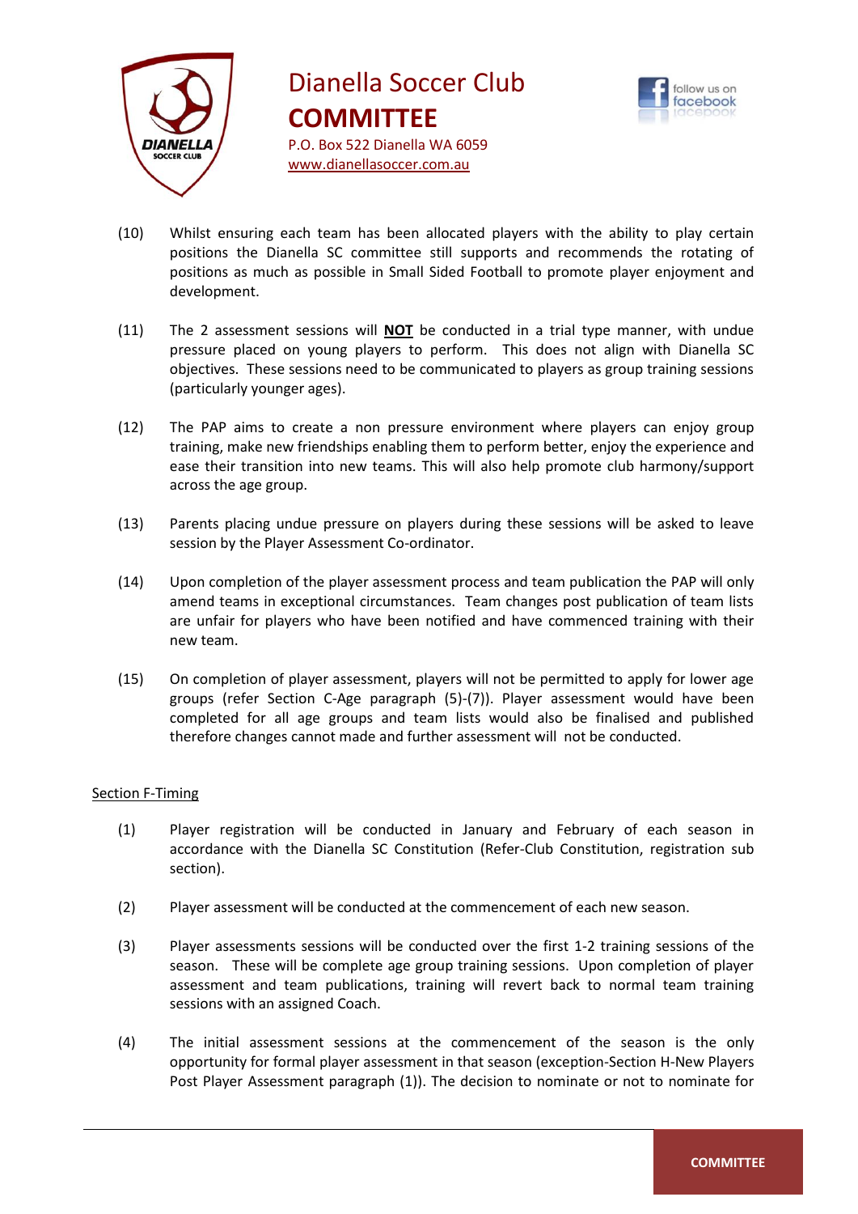(10) Whilst ensuring each team has been allocated players with the ability to play certain positions the Dianella SC committee still supports and recommends the rotating of positions as much as possible in Small Sided Football to promote player enjoyment and development.

(11) The 2 assessment sessions will **NOT** be conducted in a trial type manner, with undue pressure placed on young players to perform. This does not align with Dianella SC objectives. These sessions need to be communicated to players as group training sessions (particularly younger ages).

(12) The PAP aims to create a non pressure environment where players can enjoy group training, make new friendships enabling them to perform better, enjoy the experience and ease their transition into new teams. This will also help promote club harmony/support across the age group.

(13) Parents placing undue pressure on players during these sessions will be asked to leave session by the Player Assessment Co-ordinator.

(14) Upon completion of the player assessment process and team publication the PAP will only amend teams in exceptional circumstances. Team changes post publication of team lists are unfair for players who have been notified and have commenced training with their new team.

(15) On completion of player assessment, players will not be permitted to apply for lower age groups (refer Section C-Age paragraph (5)-(7)). Player assessment would have been completed for all age groups and team lists would also be finalised and published therefore changes cannot made and further assessment will not be conducted.

## Section F-Timing

(1) Player registration will be conducted in January and February of each season in accordance with the Dianella SC Constitution (Refer-Club Constitution, registration sub section).

(2) Player assessment will be conducted at the commencement of each new season.

(3) Player assessments sessions will be conducted over the first 1-2 training sessions of the season. These will be complete age group training sessions. Upon completion of player assessment and team publications, training will revert back to normal team training sessions with an assigned Coach.

(4) The initial assessment sessions at the commencement of the season is the only opportunity for formal player assessment in that season (exception-Section H-New Players Post Player Assessment paragraph (1)). The decision to nominate or not to nominate for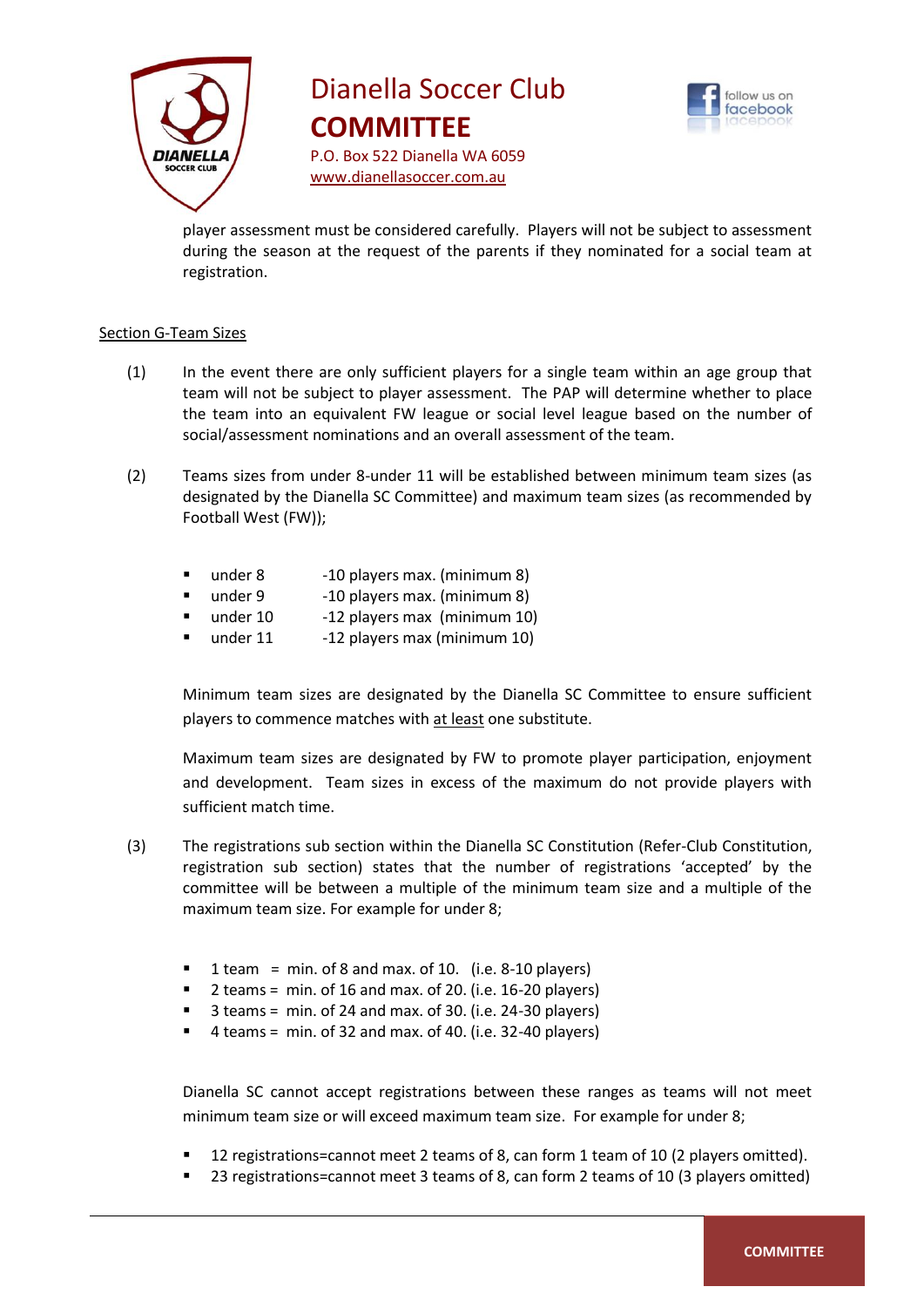player assessment must be considered carefully. Players will not be subject to assessment during the season at the request of the parents if they nominated for a social team at registration.

## Section G-Team Sizes

(1) In the event there are only sufficient players for a single team within an age group that team will not be subject to player assessment. The PAP will determine whether to place the team into an equivalent FW league or social level league based on the number of social/assessment nominations and an overall assessment of the team.

(2) Teams sizes from under 8-under 11 will be established between minimum team sizes (as designated by the Dianella SC Committee) and maximum team sizes (as recommended by Football West (FW));

- under 8 -10 players max. (minimum 8)
- under 9 -10 players max. (minimum 8)
- under 10 -12 players max (minimum 10)
- under 11 -12 players max (minimum 10)

Minimum team sizes are designated by the Dianella SC Committee to ensure sufficient players to commence matches with at least one substitute.

Maximum team sizes are designated by FW to promote player participation, enjoyment and development. Team sizes in excess of the maximum do not provide players with sufficient match time.

(3) The registrations sub section within the Dianella SC Constitution (Refer-Club Constitution, registration sub section) states that the number of registrations 'accepted' by the committee will be between a multiple of the minimum team size and a multiple of the maximum team size. For example for under 8;

- 1 team = min. of 8 and max. of 10. (i.e. 8-10 players)
- 2 teams = min. of 16 and max. of 20. (i.e. 16-20 players)
- 3 teams = min. of 24 and max. of 30. (i.e. 24-30 players)
- 4 teams = min. of 32 and max. of 40. (i.e. 32-40 players)

Dianella SC cannot accept registrations between these ranges as teams will not meet minimum team size or will exceed maximum team size. For example for under 8;

- 12 registrations=cannot meet 2 teams of 8, can form 1 team of 10 (2 players omitted).
- 23 registrations=cannot meet 3 teams of 8, can form 2 teams of 10 (3 players omitted)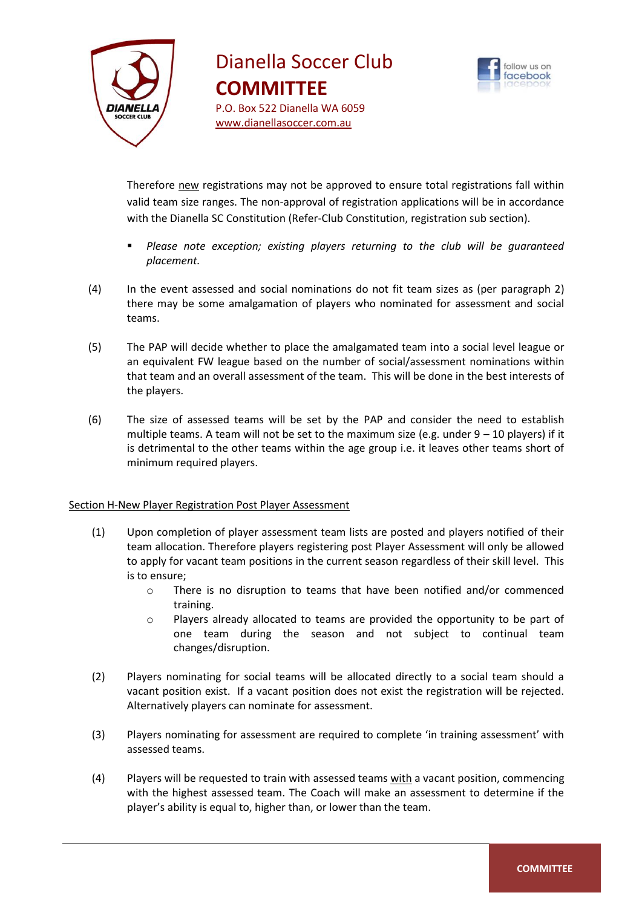Therefore new registrations may not be approved to ensure total registrations fall within valid team size ranges. The non-approval of registration applications will be in accordance with the Dianella SC Constitution (Refer-Club Constitution, registration sub section).

- *Please note exception; existing players returning to the club will be guaranteed placement.*

(4) In the event assessed and social nominations do not fit team sizes as (per paragraph 2) there may be some amalgamation of players who nominated for assessment and social teams.

(5) The PAP will decide whether to place the amalgamated team into a social level league or an equivalent FW league based on the number of social/assessment nominations within that team and an overall assessment of the team. This will be done in the best interests of the players.

(6) The size of assessed teams will be set by the PAP and consider the need to establish multiple teams. A team will not be set to the maximum size (e.g. under 9 – 10 players) if it is detrimental to the other teams within the age group i.e. it leaves other teams short of minimum required players.

## Section H-New Player Registration Post Player Assessment

(1) Upon completion of player assessment team lists are posted and players notified of their team allocation. Therefore players registering post Player Assessment will only be allowed to apply for vacant team positions in the current season regardless of their skill level. This is to ensure;

- There is no disruption to teams that have been notified and/or commenced training.
- Players already allocated to teams are provided the opportunity to be part of one team during the season and not subject to continual team changes/disruption.

(2) Players nominating for social teams will be allocated directly to a social team should a vacant position exist. If a vacant position does not exist the registration will be rejected. Alternatively players can nominate for assessment.

(3) Players nominating for assessment are required to complete 'in training assessment' with assessed teams.

(4) Players will be requested to train with assessed teams with a vacant position, commencing with the highest assessed team. The Coach will make an assessment to determine if the player's ability is equal to, higher than, or lower than the team.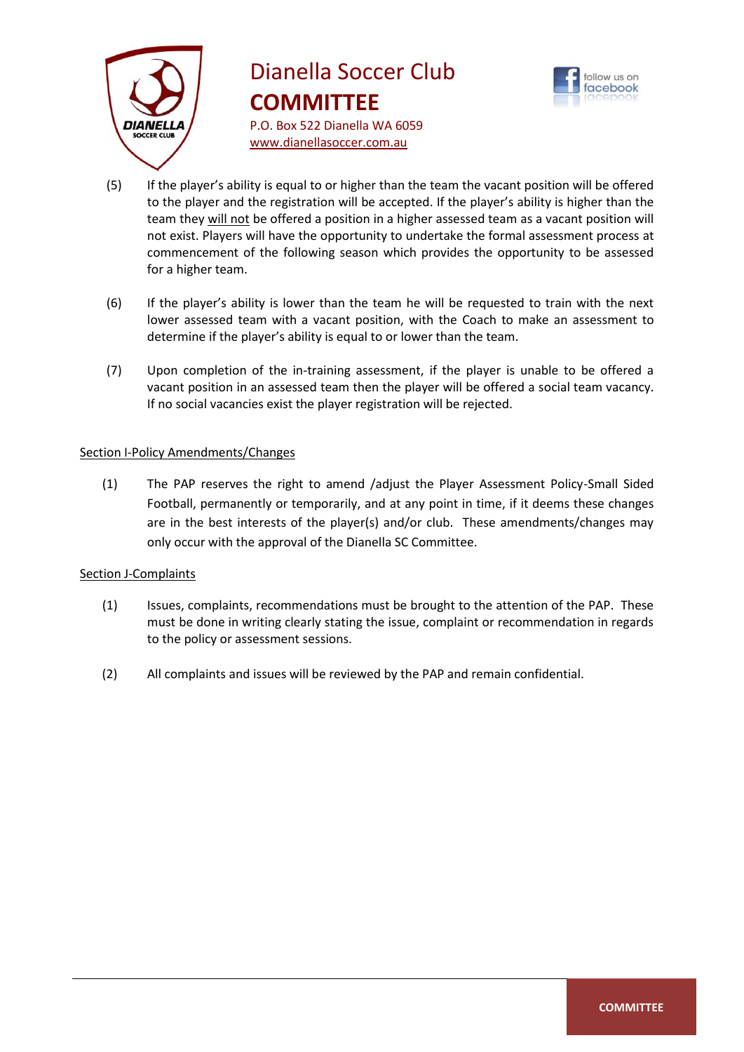(5) If the player's ability is equal to or higher than the team the vacant position will be offered to the player and the registration will be accepted. If the player's ability is higher than the team they will not be offered a position in a higher assessed team as a vacant position will not exist. Players will have the opportunity to undertake the formal assessment process at commencement of the following season which provides the opportunity to be assessed for a higher team.

(6) If the player's ability is lower than the team he will be requested to train with the next lower assessed team with a vacant position, with the Coach to make an assessment to determine if the player's ability is equal to or lower than the team.

(7) Upon completion of the in-training assessment, if the player is unable to be offered a vacant position in an assessed team then the player will be offered a social team vacancy. If no social vacancies exist the player registration will be rejected.

Section I-Policy Amendments/Changes

(1) The PAP reserves the right to amend /adjust the Player Assessment Policy-Small Sided Football, permanently or temporarily, and at any point in time, if it deems these changes are in the best interests of the player(s) and/or club. These amendments/changes may only occur with the approval of the Dianella SC Committee.

Section J-Complaints

(1) Issues, complaints, recommendations must be brought to the attention of the PAP. These must be done in writing clearly stating the issue, complaint or recommendation in regards to the policy or assessment sessions.

(2) All complaints and issues will be reviewed by the PAP and remain confidential.